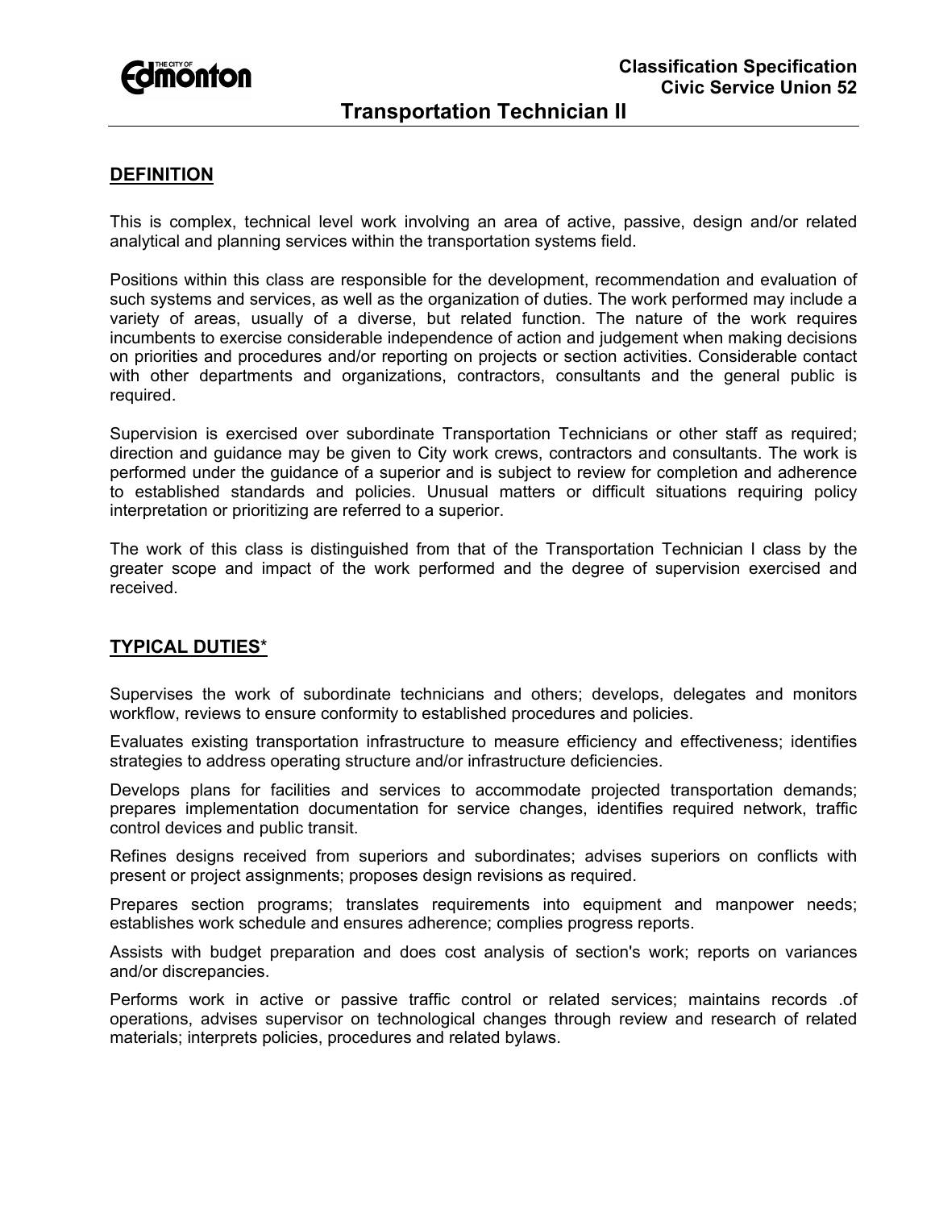**Classification Specification**
**Civic Service Union 52**

# Transportation Technician II

## DEFINITION

This is complex, technical level work involving an area of active, passive, design and/or related analytical and planning services within the transportation systems field.

Positions within this class are responsible for the development, recommendation and evaluation of such systems and services, as well as the organization of duties. The work performed may include a variety of areas, usually of a diverse, but related function. The nature of the work requires incumbents to exercise considerable independence of action and judgement when making decisions on priorities and procedures and/or reporting on projects or section activities. Considerable contact with other departments and organizations, contractors, consultants and the general public is required.

Supervision is exercised over subordinate Transportation Technicians or other staff as required; direction and guidance may be given to City work crews, contractors and consultants. The work is performed under the guidance of a superior and is subject to review for completion and adherence to established standards and policies. Unusual matters or difficult situations requiring policy interpretation or prioritizing are referred to a superior.

The work of this class is distinguished from that of the Transportation Technician I class by the greater scope and impact of the work performed and the degree of supervision exercised and received.

## TYPICAL DUTIES*

Supervises the work of subordinate technicians and others; develops, delegates and monitors workflow, reviews to ensure conformity to established procedures and policies.

Evaluates existing transportation infrastructure to measure efficiency and effectiveness; identifies strategies to address operating structure and/or infrastructure deficiencies.

Develops plans for facilities and services to accommodate projected transportation demands; prepares implementation documentation for service changes, identifies required network, traffic control devices and public transit.

Refines designs received from superiors and subordinates; advises superiors on conflicts with present or project assignments; proposes design revisions as required.

Prepares section programs; translates requirements into equipment and manpower needs; establishes work schedule and ensures adherence; complies progress reports.

Assists with budget preparation and does cost analysis of section's work; reports on variances and/or discrepancies.

Performs work in active or passive traffic control or related services; maintains records .of operations, advises supervisor on technological changes through review and research of related materials; interprets policies, procedures and related bylaws.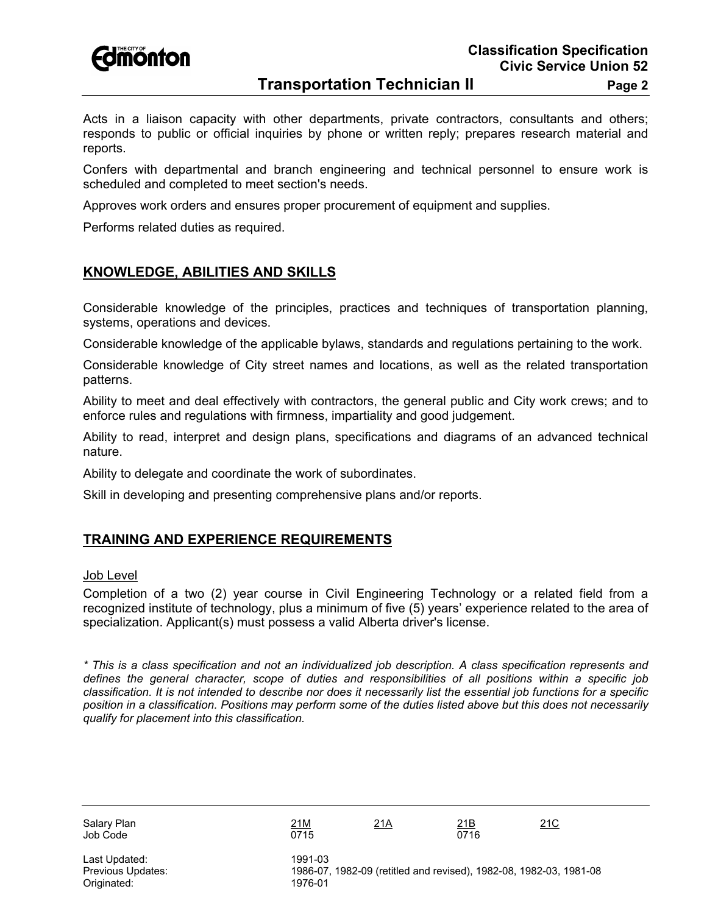Acts in a liaison capacity with other departments, private contractors, consultants and others; responds to public or official inquiries by phone or written reply; prepares research material and reports.

Confers with departmental and branch engineering and technical personnel to ensure work is scheduled and completed to meet section's needs.

Approves work orders and ensures proper procurement of equipment and supplies.

Performs related duties as required.

## KNOWLEDGE, ABILITIES AND SKILLS

Considerable knowledge of the principles, practices and techniques of transportation planning, systems, operations and devices.

Considerable knowledge of the applicable bylaws, standards and regulations pertaining to the work.

Considerable knowledge of City street names and locations, as well as the related transportation patterns.

Ability to meet and deal effectively with contractors, the general public and City work crews; and to enforce rules and regulations with firmness, impartiality and good judgement.

Ability to read, interpret and design plans, specifications and diagrams of an advanced technical nature.

Ability to delegate and coordinate the work of subordinates.

Skill in developing and presenting comprehensive plans and/or reports.

## TRAINING AND EXPERIENCE REQUIREMENTS

Job Level

Completion of a two (2) year course in Civil Engineering Technology or a related field from a recognized institute of technology, plus a minimum of five (5) years' experience related to the area of specialization. Applicant(s) must possess a valid Alberta driver's license.

*\* This is a class specification and not an individualized job description. A class specification represents and defines the general character, scope of duties and responsibilities of all positions within a specific job classification. It is not intended to describe nor does it necessarily list the essential job functions for a specific position in a classification. Positions may perform some of the duties listed above but this does not necessarily qualify for placement into this classification.*

| | | | | |
|---|---|---|---|---|
| Salary Plan | 21M | 21A | 21B | 21C |
| Job Code | 0715 | | 0716 | |

Last Updated: 1991-03
Previous Updates: 1986-07, 1982-09 (retitled and revised), 1982-08, 1982-03, 1981-08
Originated: 1976-01